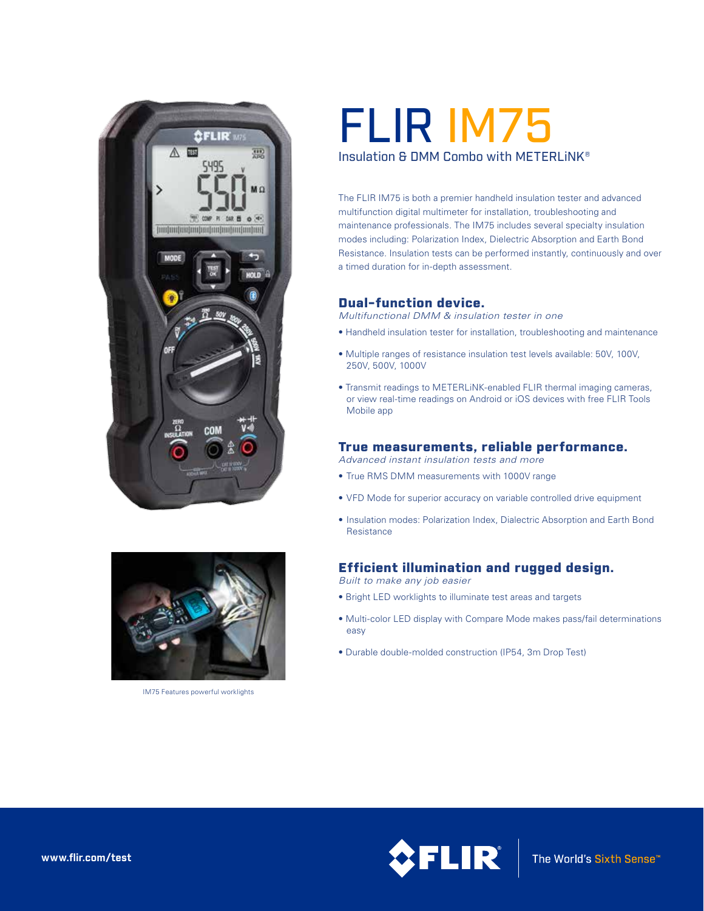# FLIR IM75

Insulation & DMM Combo with METERLiNK®

The FLIR IM75 is both a premier handheld insulation tester and advanced multifunction digital multimeter for installation, troubleshooting and maintenance professionals. The IM75 includes several specialty insulation modes including: Polarization Index, Dielectric Absorption and Earth Bond Resistance. Insulation tests can be performed instantly, continuously and over a timed duration for in-depth assessment.

## Dual-function device.

*Multifunctional DMM & insulation tester in one*

- Handheld insulation tester for installation, troubleshooting and maintenance
- Multiple ranges of resistance insulation test levels available: 50V, 100V, 250V, 500V, 1000V
- Transmit readings to METERLiNK-enabled FLIR thermal imaging cameras, or view real-time readings on Android or iOS devices with free FLIR Tools Mobile app

## True measurements, reliable performance.

*Advanced instant insulation tests and more*

- True RMS DMM measurements with 1000V range
- VFD Mode for superior accuracy on variable controlled drive equipment
- Insulation modes: Polarization Index, Dialectric Absorption and Earth Bond Resistance

## Efficient illumination and rugged design.

*Built to make any job easier*

- Bright LED worklights to illuminate test areas and targets
- Multi-color LED display with Compare Mode makes pass/fail determinations easy
- Durable double-molded construction (IP54, 3m Drop Test)

IM75 Features powerful worklights

www.flir.com/test

The World's Sixth Sense™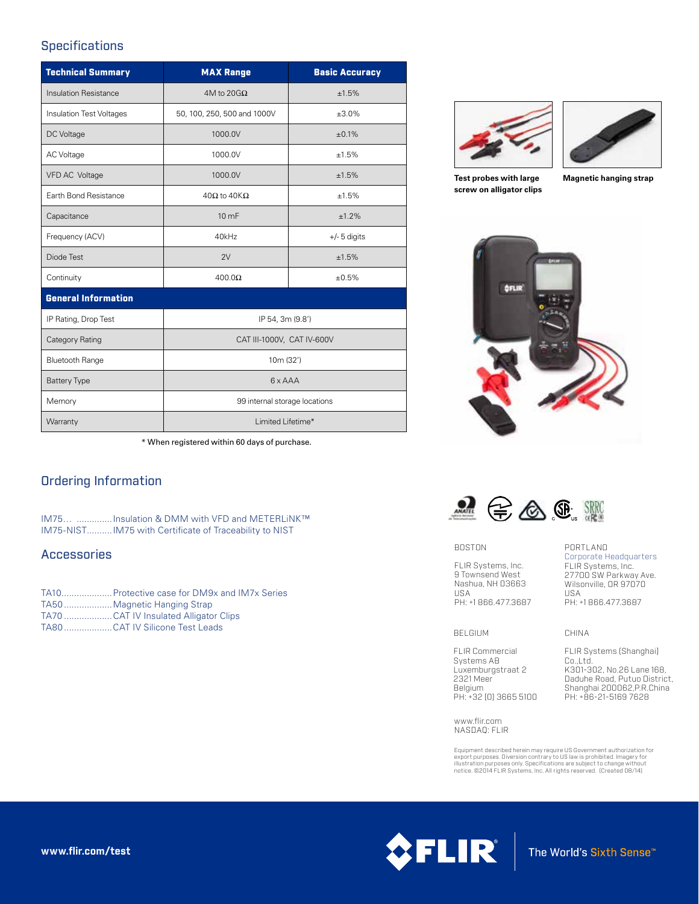## Specifications

| Technical Summary | MAX Range | Basic Accuracy |
|---|---|---|
| Insulation Resistance | 4M to 20GΩ | ±1.5% |
| Insulation Test Voltages | 50, 100, 250, 500 and 1000V | ±3.0% |
| DC Voltage | 1000.0V | ±0.1% |
| AC Voltage | 1000.0V | ±1.5% |
| VFD AC Voltage | 1000.0V | ±1.5% |
| Earth Bond Resistance | 40Ω to 40KΩ | ±1.5% |
| Capacitance | 10 mF | ±1.2% |
| Frequency (ACV) | 40kHz | +/- 5 digits |
| Diode Test | 2V | ±1.5% |
| Continuity | 400.0Ω | ±0.5% |
| **General Information** | | |
| IP Rating, Drop Test | IP 54, 3m (9.8') | |
| Category Rating | CAT III-1000V, CAT IV-600V | |
| Bluetooth Range | 10m (32') | |
| Battery Type | 6 x AAA | |
| Memory | 99 internal storage locations | |
| Warranty | Limited Lifetime* | |

\* When registered within 60 days of purchase.

**Test probes with large screw on alligator clips**

**Magnetic hanging strap**

## Ordering Information

IM75… ..............Insulation & DMM with VFD and METERLiNK™
IM75-NIST..........IM75 with Certificate of Traceability to NIST

## Accessories

TA10....................Protective case for DM9x and IM7x Series
TA50...................Magnetic Hanging Strap
TA70...................CAT IV Insulated Alligator Clips
TA80...................CAT IV Silicone Test Leads

BOSTON

FLIR Systems, Inc.
9 Townsend West
Nashua, NH 03663
USA
PH: +1 866.477.3687

PORTLAND
Corporate Headquarters
FLIR Systems, Inc.
27700 SW Parkway Ave.
Wilsonville, OR 97070
USA
PH: +1 866.477.3687

BELGIUM

FLIR Commercial Systems AB
Luxemburgstraat 2
2321 Meer
Belgium
PH: +32 (0) 3665 5100

CHINA

FLIR Systems (Shanghai) Co.,Ltd.
K301-302, No.26 Lane 168,
Daduhe Road, Putuo District,
Shanghai 200062,P.R.China
PH: +86-21-5169 7628

www.flir.com
NASDAQ: FLIR

Equipment described herein may require US Government authorization for export purposes. Diversion contrary to US law is prohibited. Imagery for illustration purposes only. Specifications are subject to change without notice. ©2014 FLIR Systems, Inc. All rights reserved. (Created 08/14)

www.flir.com/test

FLIR® The World's Sixth Sense™